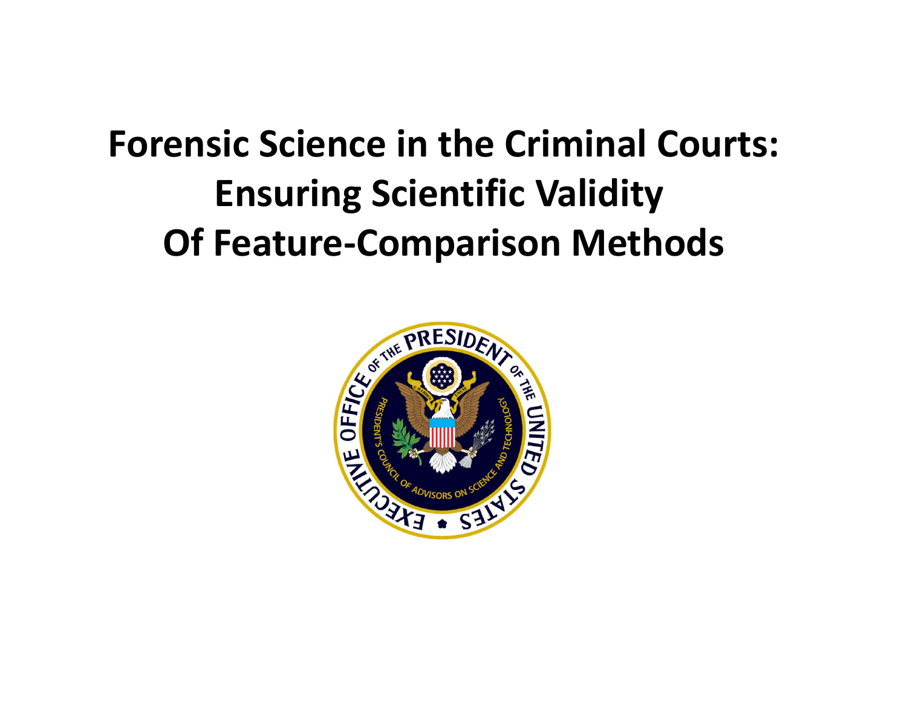# Forensic Science in the Criminal Courts: Ensuring Scientific Validity Of Feature-Comparison Methods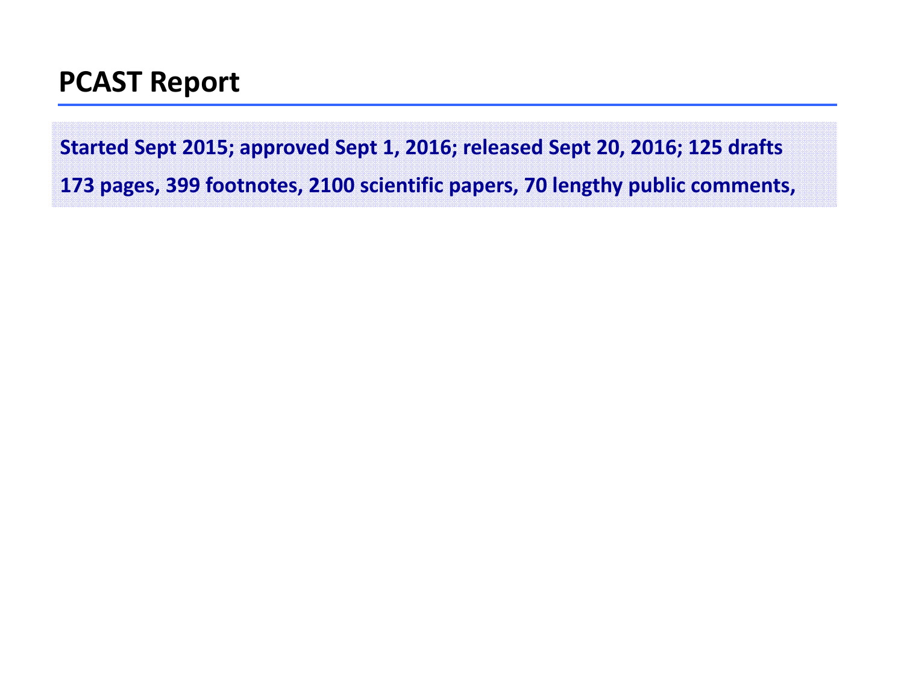# PCAST Report

**Started Sept 2015; approved Sept 1, 2016; released Sept 20, 2016; 125 drafts**

**173 pages, 399 footnotes, 2100 scientific papers, 70 lengthy public comments,**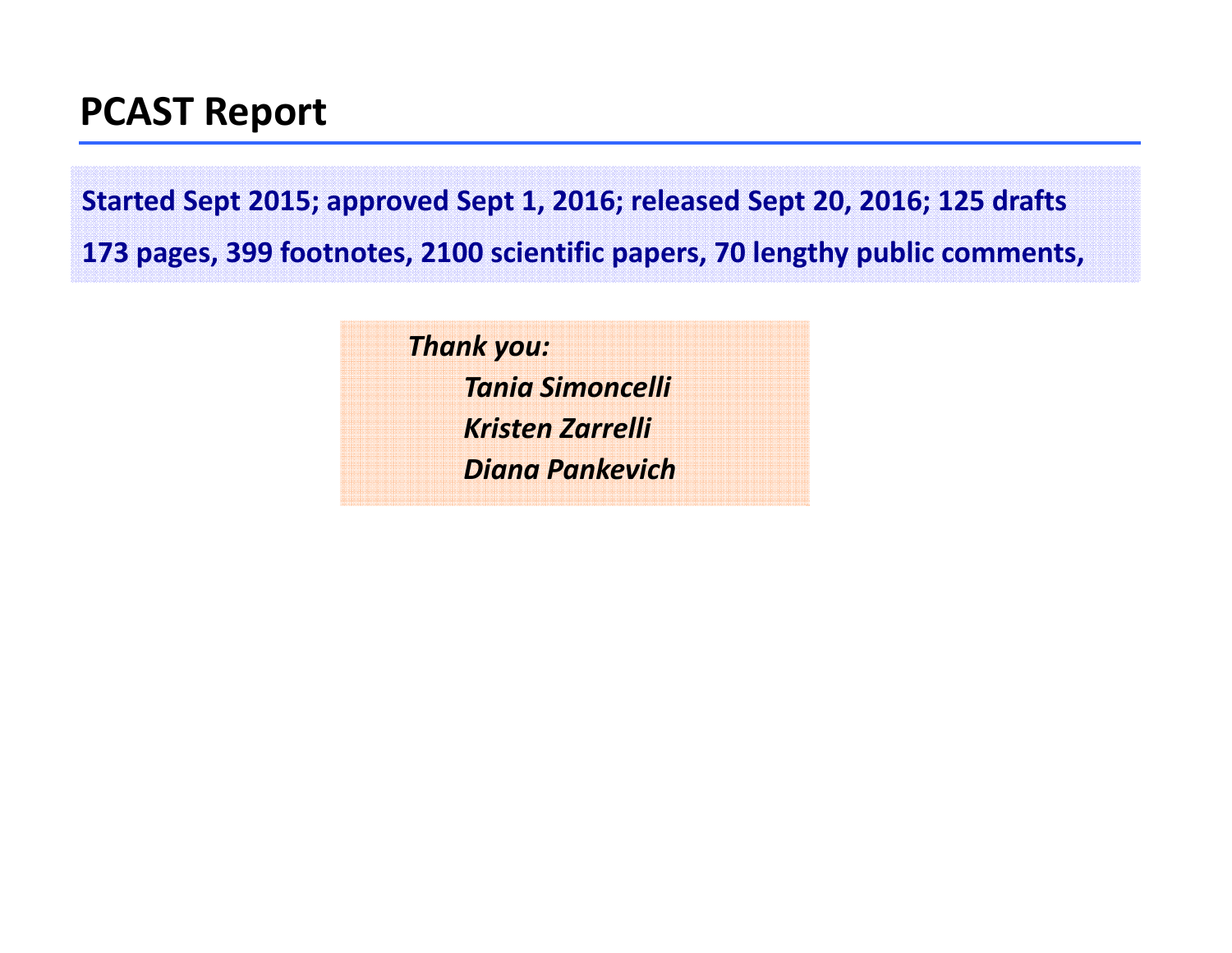# PCAST Report

**Started Sept 2015; approved Sept 1, 2016; released Sept 20, 2016; 125 drafts**

**173 pages, 399 footnotes, 2100 scientific papers, 70 lengthy public comments,**

***Thank you:***

***Tania Simoncelli***

***Kristen Zarrelli***

***Diana Pankevich***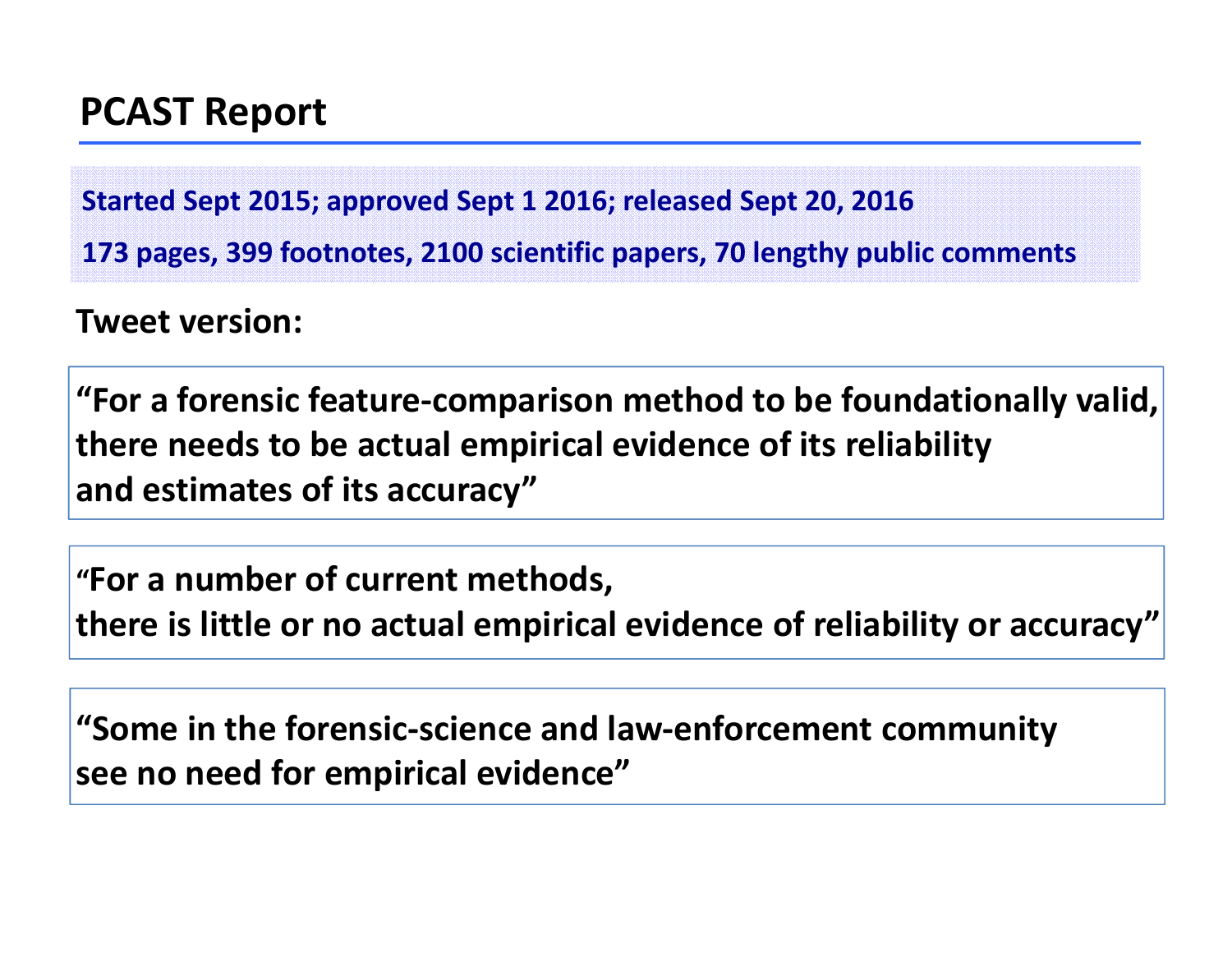# PCAST Report

**Started Sept 2015; approved Sept 1 2016; released Sept 20, 2016**

**173 pages, 399 footnotes, 2100 scientific papers, 70 lengthy public comments**

**Tweet version:**

> **"For a forensic feature-comparison method to be foundationally valid, there needs to be actual empirical evidence of its reliability and estimates of its accuracy"**

> **"For a number of current methods, there is little or no actual empirical evidence of reliability or accuracy"**

> **"Some in the forensic-science and law-enforcement community see no need for empirical evidence"**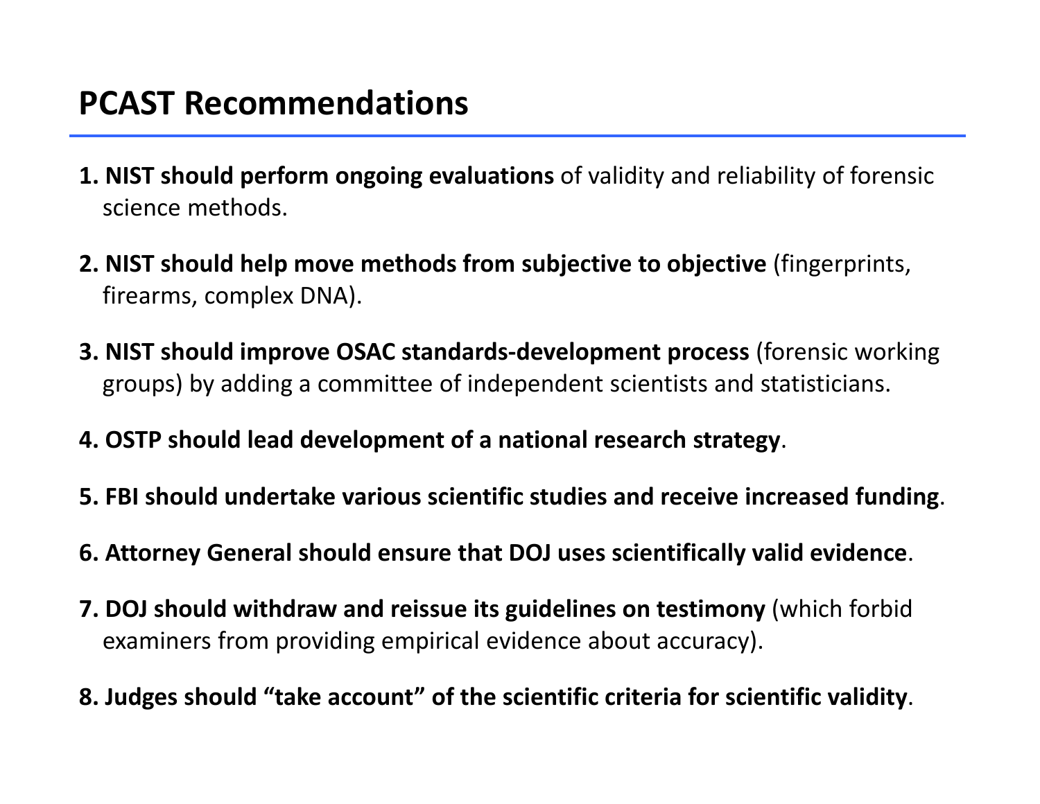# PCAST Recommendations

1. **NIST should perform ongoing evaluations** of validity and reliability of forensic science methods.

2. **NIST should help move methods from subjective to objective** (fingerprints, firearms, complex DNA).

3. **NIST should improve OSAC standards-development process** (forensic working groups) by adding a committee of independent scientists and statisticians.

4. **OSTP should lead development of a national research strategy**.

5. **FBI should undertake various scientific studies and receive increased funding**.

6. **Attorney General should ensure that DOJ uses scientifically valid evidence**.

7. **DOJ should withdraw and reissue its guidelines on testimony** (which forbid examiners from providing empirical evidence about accuracy).

8. **Judges should "take account" of the scientific criteria for scientific validity**.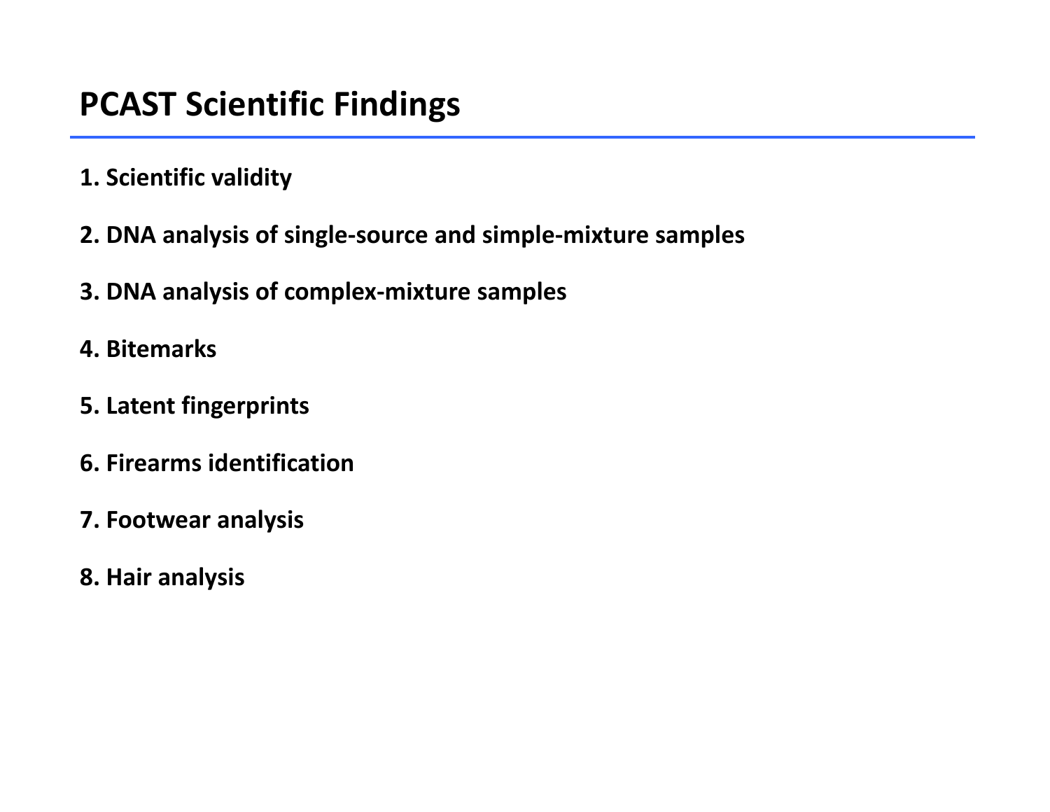# PCAST Scientific Findings

**1. Scientific validity**

**2. DNA analysis of single-source and simple-mixture samples**

**3. DNA analysis of complex-mixture samples**

**4. Bitemarks**

**5. Latent fingerprints**

**6. Firearms identification**

**7. Footwear analysis**

**8. Hair analysis**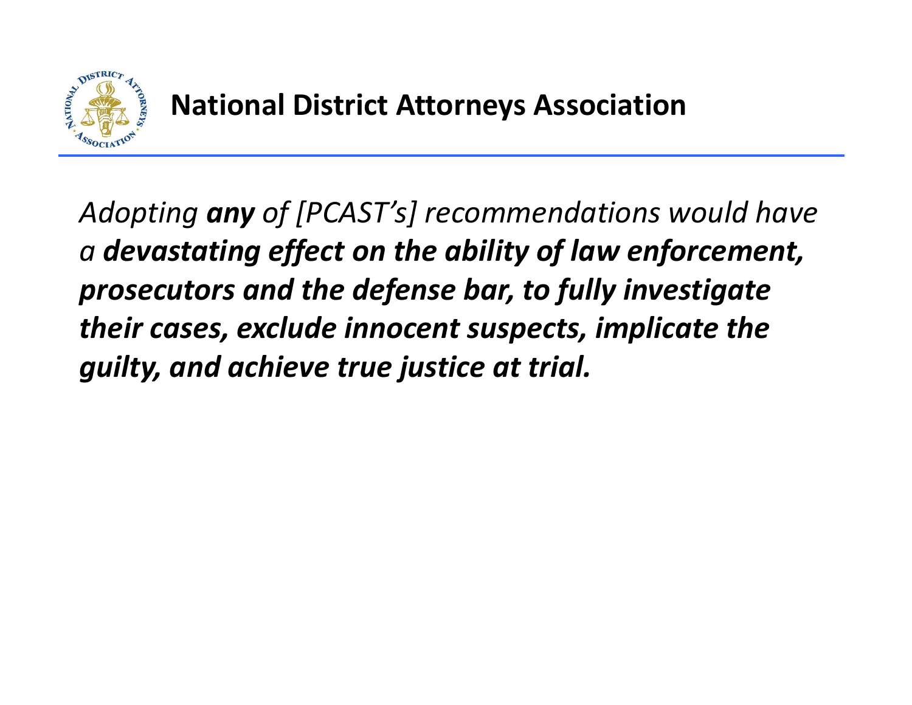## National District Attorneys Association

*Adopting **any** of [PCAST's] recommendations would have a **devastating effect on the ability of law enforcement, prosecutors and the defense bar, to fully investigate their cases, exclude innocent suspects, implicate the guilty, and achieve true justice at trial.***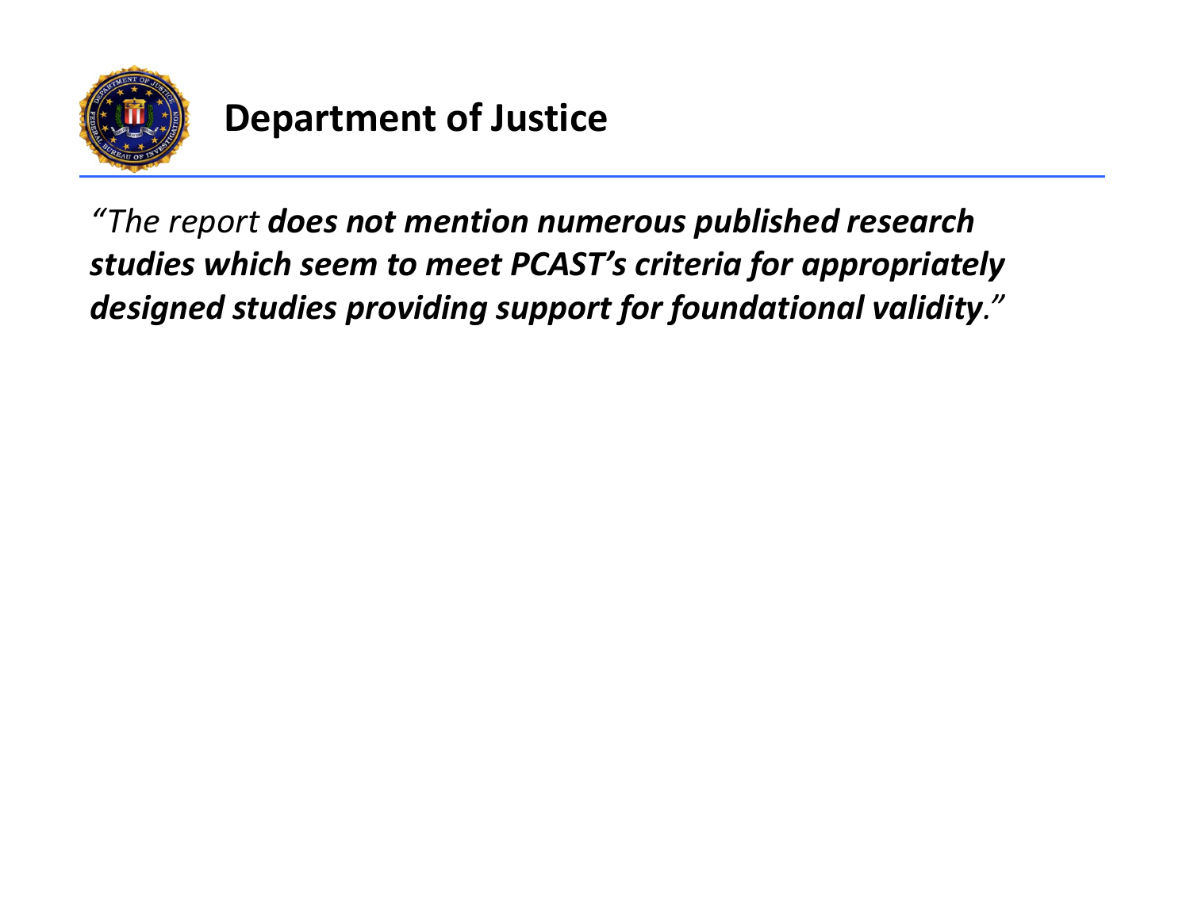# Department of Justice

*"The report* ***does not mention numerous published research studies which seem to meet PCAST's criteria for appropriately designed studies providing support for foundational validity****."*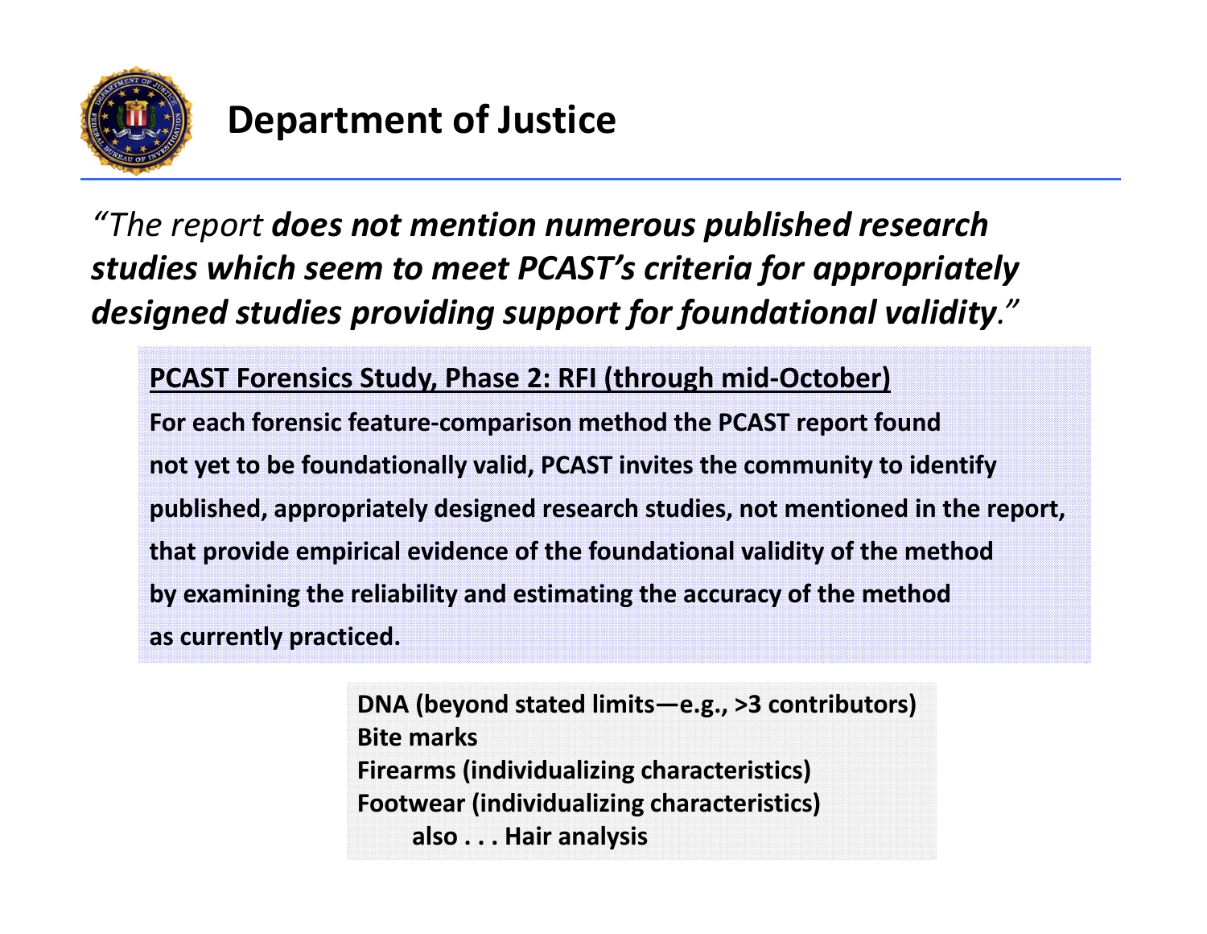# Department of Justice

*"The report* ***does not mention numerous published research studies which seem to meet PCAST's criteria for appropriately designed studies providing support for foundational validity****."*

**PCAST Forensics Study, Phase 2: RFI (through mid-October)**

**For each forensic feature-comparison method the PCAST report found not yet to be foundationally valid, PCAST invites the community to identify published, appropriately designed research studies, not mentioned in the report, that provide empirical evidence of the foundational validity of the method by examining the reliability and estimating the accuracy of the method as currently practiced.**

**DNA (beyond stated limits—e.g., >3 contributors)**
**Bite marks**
**Firearms (individualizing characteristics)**
**Footwear (individualizing characteristics)**
**also . . . Hair analysis**